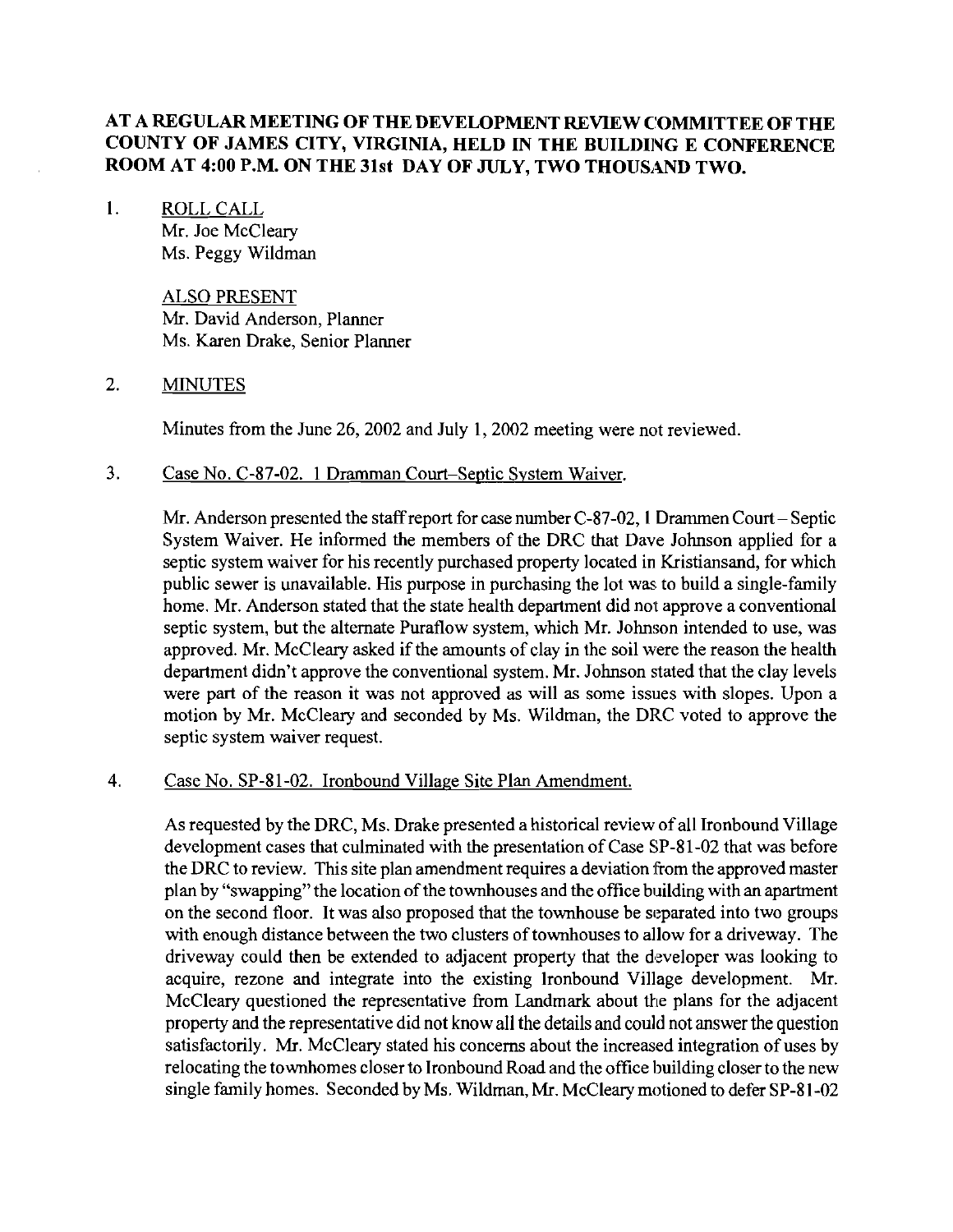**AT A REGULAR MEETING OF THE DEVELOPMENT REVIEW COMMITTEE OF THE COUNTY OF JAMES CITY, VIRGINIA, HELD IN THE BUILDING E CONFERENCE ROOM AT 4:00 P.M. ON THE 31st DAY OF JULY, TWO THOUSAND TWO.**

1. ROLL CALL
   Mr. Joe McCleary
   Ms. Peggy Wildman

   ALSO PRESENT
   Mr. David Anderson, Planner
   Ms. Karen Drake, Senior Planner

2. MINUTES

   Minutes from the June 26, 2002 and July 1, 2002 meeting were not reviewed.

3. Case No. C-87-02. 1 Dramman Court–Septic System Waiver.

   Mr. Anderson presented the staff report for case number C-87-02, 1 Drammen Court – Septic System Waiver. He informed the members of the DRC that Dave Johnson applied for a septic system waiver for his recently purchased property located in Kristiansand, for which public sewer is unavailable. His purpose in purchasing the lot was to build a single-family home. Mr. Anderson stated that the state health department did not approve a conventional septic system, but the alternate Puraflow system, which Mr. Johnson intended to use, was approved. Mr. McCleary asked if the amounts of clay in the soil were the reason the health department didn't approve the conventional system. Mr. Johnson stated that the clay levels were part of the reason it was not approved as will as some issues with slopes. Upon a motion by Mr. McCleary and seconded by Ms. Wildman, the DRC voted to approve the septic system waiver request.

4. Case No. SP-81-02. Ironbound Village Site Plan Amendment.

   As requested by the DRC, Ms. Drake presented a historical review of all Ironbound Village development cases that culminated with the presentation of Case SP-81-02 that was before the DRC to review. This site plan amendment requires a deviation from the approved master plan by "swapping" the location of the townhouses and the office building with an apartment on the second floor. It was also proposed that the townhouse be separated into two groups with enough distance between the two clusters of townhouses to allow for a driveway. The driveway could then be extended to adjacent property that the developer was looking to acquire, rezone and integrate into the existing Ironbound Village development. Mr. McCleary questioned the representative from Landmark about the plans for the adjacent property and the representative did not know all the details and could not answer the question satisfactorily. Mr. McCleary stated his concerns about the increased integration of uses by relocating the townhomes closer to Ironbound Road and the office building closer to the new single family homes. Seconded by Ms. Wildman, Mr. McCleary motioned to defer SP-81-02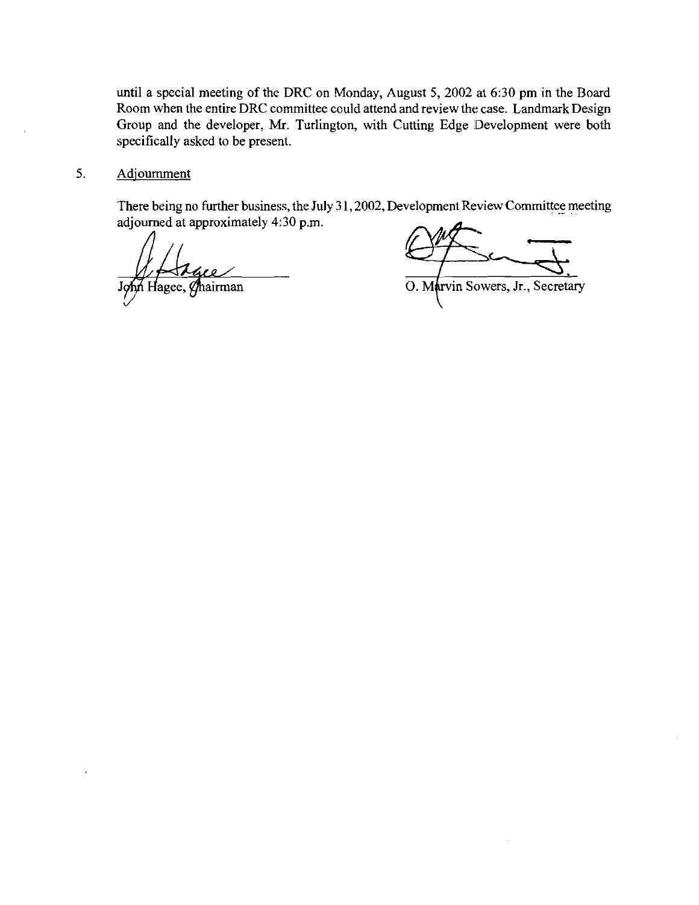until a special meeting of the DRC on Monday, August 5, 2002 at 6:30 pm in the Board Room when the entire DRC committee could attend and review the case. Landmark Design Group and the developer, Mr. Turlington, with Cutting Edge Development were both specifically asked to be present.

5. Adjournment

There being no further business, the July 31, 2002, Development Review Committee meeting adjourned at approximately 4:30 p.m.

John Hagee, Chairman

O. Marvin Sowers, Jr., Secretary